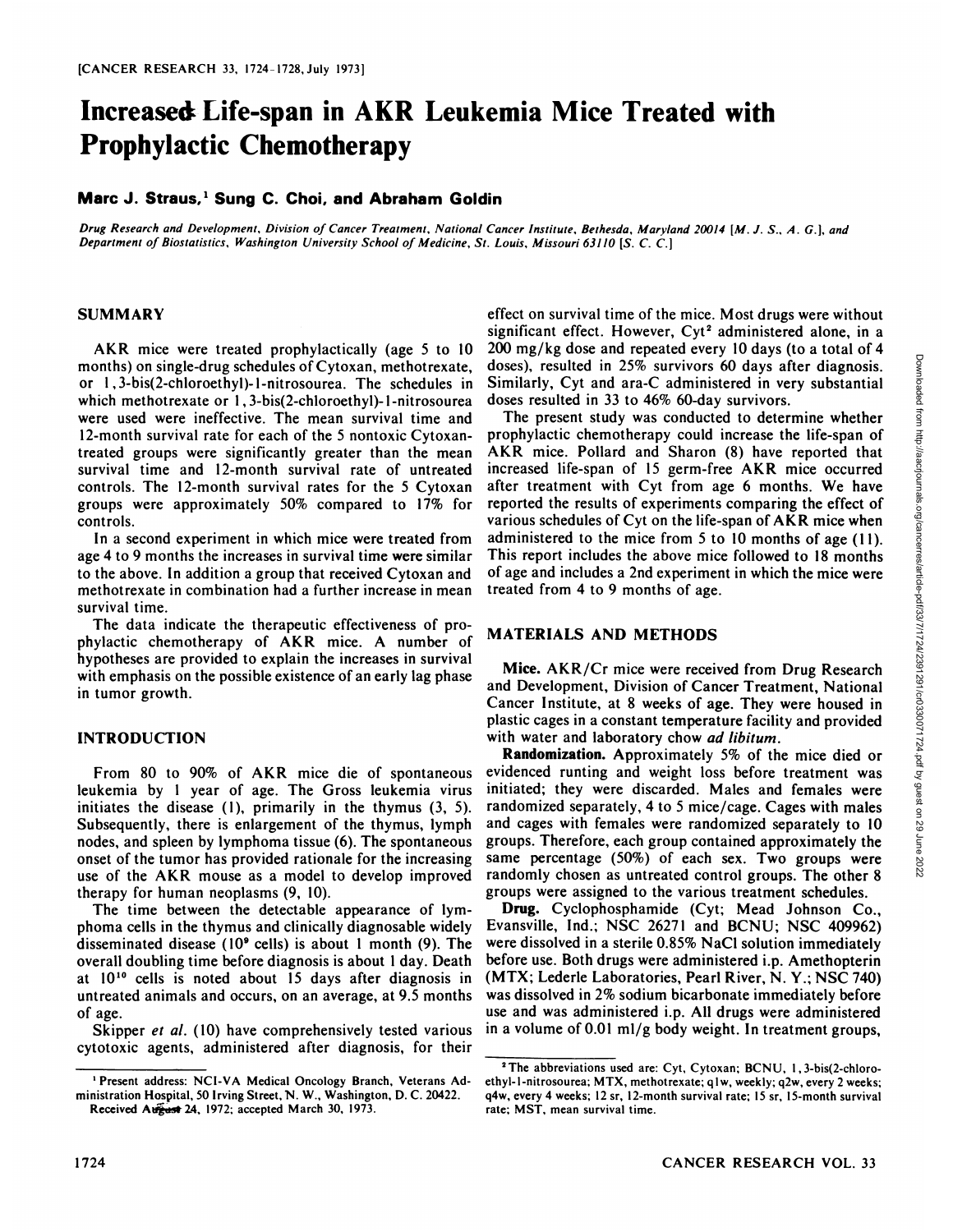# Increased Life-span in AKR Leukemia Mice Treated with Prophylactic Chemotherapy

**Marc J. Straus,[1] Sung C. Choi, and Abraham Goldin**

*Drug Research and Development, Division of Cancer Treatment, National Cancer Institute, Bethesda, Maryland 20014 [M. J. S., A. G.], and Department of Biostatistics, Washington University School of Medicine, St. Louis, Missouri 63110 [S. C. C.]*

## SUMMARY

AKR mice were treated prophylactically (age 5 to 10 months) on single-drug schedules of Cytoxan, methotrexate, or 1,3-bis(2-chloroethyl)-1-nitrosourea. The schedules in which methotrexate or 1,3-bis(2-chloroethyl)-1-nitrosourea were used were ineffective. The mean survival time and 12-month survival rate for each of the 5 nontoxic Cytoxan-treated groups were significantly greater than the mean survival time and 12-month survival rate of untreated controls. The 12-month survival rates for the 5 Cytoxan groups were approximately 50% compared to 17% for controls.

In a second experiment in which mice were treated from age 4 to 9 months the increases in survival time were similar to the above. In addition a group that received Cytoxan and methotrexate in combination had a further increase in mean survival time.

The data indicate the therapeutic effectiveness of prophylactic chemotherapy of AKR mice. A number of hypotheses are provided to explain the increases in survival with emphasis on the possible existence of an early lag phase in tumor growth.

## INTRODUCTION

From 80 to 90% of AKR mice die of spontaneous leukemia by 1 year of age. The Gross leukemia virus initiates the disease (1), primarily in the thymus (3, 5). Subsequently, there is enlargement of the thymus, lymph nodes, and spleen by lymphoma tissue (6). The spontaneous onset of the tumor has provided rationale for the increasing use of the AKR mouse as a model to develop improved therapy for human neoplasms (9, 10).

The time between the detectable appearance of lymphoma cells in the thymus and clinically diagnosable widely disseminated disease ($10^9$ cells) is about 1 month (9). The overall doubling time before diagnosis is about 1 day. Death at $10^{10}$ cells is noted about 15 days after diagnosis in untreated animals and occurs, on an average, at 9.5 months of age.

Skipper *et al.* (10) have comprehensively tested various cytotoxic agents, administered after diagnosis, for their effect on survival time of the mice. Most drugs were without significant effect. However, Cyt[2] administered alone, in a 200 mg/kg dose and repeated every 10 days (to a total of 4 doses), resulted in 25% survivors 60 days after diagnosis. Similarly, Cyt and ara-C administered in very substantial doses resulted in 33 to 46% 60-day survivors.

The present study was conducted to determine whether prophylactic chemotherapy could increase the life-span of AKR mice. Pollard and Sharon (8) have reported that increased life-span of 15 germ-free AKR mice occurred after treatment with Cyt from age 6 months. We have reported the results of experiments comparing the effect of various schedules of Cyt on the life-span of AKR mice when administered to the mice from 5 to 10 months of age (11). This report includes the above mice followed to 18 months of age and includes a 2nd experiment in which the mice were treated from 4 to 9 months of age.

## MATERIALS AND METHODS

**Mice.** AKR/Cr mice were received from Drug Research and Development, Division of Cancer Treatment, National Cancer Institute, at 8 weeks of age. They were housed in plastic cages in a constant temperature facility and provided with water and laboratory chow *ad libitum*.

**Randomization.** Approximately 5% of the mice died or evidenced runting and weight loss before treatment was initiated; they were discarded. Males and females were randomized separately, 4 to 5 mice/cage. Cages with males and cages with females were randomized separately to 10 groups. Therefore, each group contained approximately the same percentage (50%) of each sex. Two groups were randomly chosen as untreated control groups. The other 8 groups were assigned to the various treatment schedules.

**Drug.** Cyclophosphamide (Cyt; Mead Johnson Co., Evansville, Ind.; NSC 26271 and BCNU; NSC 409962) were dissolved in a sterile 0.85% NaCl solution immediately before use. Both drugs were administered i.p. Amethopterin (MTX; Lederle Laboratories, Pearl River, N. Y.; NSC 740) was dissolved in 2% sodium bicarbonate immediately before use and was administered i.p. All drugs were administered in a volume of 0.01 ml/g body weight. In treatment groups,

---

[1] Present address: NCI-VA Medical Oncology Branch, Veterans Administration Hospital, 50 Irving Street, N. W., Washington, D. C. 20422.

Received August 24, 1972; accepted March 30, 1973.

[2] The abbreviations used are: Cyt, Cytoxan; BCNU, 1,3-bis(2-chloroethyl-1-nitrosourea; MTX, methotrexate; q1w, weekly; q2w, every 2 weeks; q4w, every 4 weeks; 12 sr, 12-month survival rate; 15 sr, 15-month survival rate; MST, mean survival time.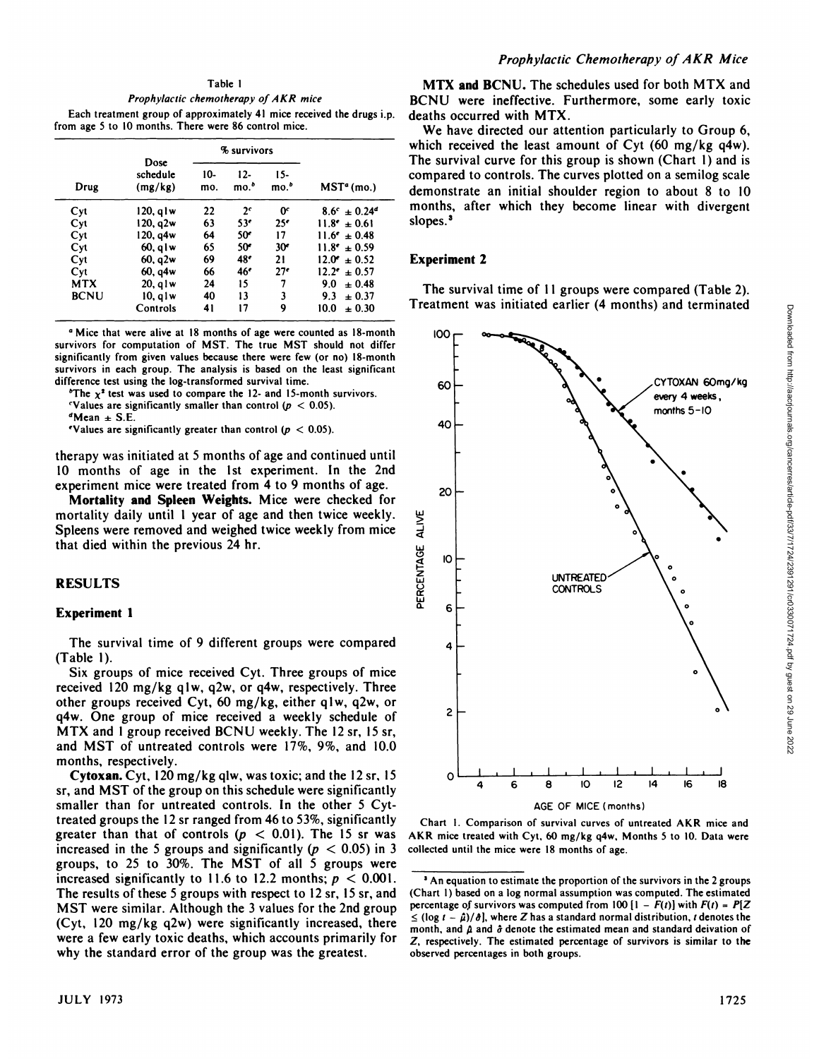Table 1

*Prophylactic chemotherapy of AKR mice*

Each treatment group of approximately 41 mice received the drugs i.p. from age 5 to 10 months. There were 86 control mice.

| Drug | Dose schedule (mg/kg) | % survivors | | | MST[a] (mo.) |
|---|---|---|---|---|---|
| | | 10-mo. | 12-mo.[b] | 15-mo.[b] | |
| Cyt | 120, q1w | 22 | 2[c] | 0[c] | 8.6[c] ± 0.24[d] |
| Cyt | 120, q2w | 63 | 53[e] | 25[e] | 11.8[e] ± 0.61 |
| Cyt | 120, q4w | 64 | 50[e] | 17 | 11.6[e] ± 0.48 |
| Cyt | 60, q1w | 65 | 50[e] | 30[e] | 11.8[e] ± 0.59 |
| Cyt | 60, q2w | 69 | 48[e] | 21 | 12.0[e] ± 0.52 |
| Cyt | 60, q4w | 66 | 46[e] | 27[e] | 12.2[e] ± 0.57 |
| MTX | 20, q1w | 24 | 15 | 7 | 9.0 ± 0.48 |
| BCNU | 10, q1w | 40 | 13 | 3 | 9.3 ± 0.37 |
| | Controls | 41 | 17 | 9 | 10.0 ± 0.30 |

[a] Mice that were alive at 18 months of age were counted as 18-month survivors for computation of MST. The true MST should not differ significantly from given values because there were few (or no) 18-month survivors in each group. The analysis is based on the least significant difference test using the log-transformed survival time.

[b] The $\chi^2$ test was used to compare the 12- and 15-month survivors.

[c] Values are significantly smaller than control ($p < 0.05$).

[d] Mean ± S.E.

[e] Values are significantly greater than control ($p < 0.05$).

therapy was initiated at 5 months of age and continued until 10 months of age in the 1st experiment. In the 2nd experiment mice were treated from 4 to 9 months of age.

**Mortality and Spleen Weights.** Mice were checked for mortality daily until 1 year of age and then twice weekly. Spleens were removed and weighed twice weekly from mice that died within the previous 24 hr.

## RESULTS

### Experiment 1

The survival time of 9 different groups were compared (Table 1).

Six groups of mice received Cyt. Three groups of mice received 120 mg/kg q1w, q2w, or q4w, respectively. Three other groups received Cyt, 60 mg/kg, either q1w, q2w, or q4w. One group of mice received a weekly schedule of MTX and 1 group received BCNU weekly. The 12 sr, 15 sr, and MST of untreated controls were 17%, 9%, and 10.0 months, respectively.

**Cytoxan.** Cyt, 120 mg/kg q1w, was toxic; and the 12 sr, 15 sr, and MST of the group on this schedule were significantly smaller than for untreated controls. In the other 5 Cyt-treated groups the 12 sr ranged from 46 to 53%, significantly greater than that of controls ($p < 0.01$). The 15 sr was increased in the 5 groups and significantly ($p < 0.05$) in 3 groups, to 25 to 30%. The MST of all 5 groups were increased significantly to 11.6 to 12.2 months; $p < 0.001$. The results of these 5 groups with respect to 12 sr, 15 sr, and MST were similar. Although the 3 values for the 2nd group (Cyt, 120 mg/kg q2w) were significantly increased, there were a few early toxic deaths, which accounts primarily for why the standard error of the group was the greatest.

**MTX and BCNU.** The schedules used for both MTX and BCNU were ineffective. Furthermore, some early toxic deaths occurred with MTX.

We have directed our attention particularly to Group 6, which received the least amount of Cyt (60 mg/kg q4w). The survival curve for this group is shown (Chart 1) and is compared to controls. The curves plotted on a semilog scale demonstrate an initial shoulder region to about 8 to 10 months, after which they become linear with divergent slopes.[3]

### Experiment 2

The survival time of 11 groups were compared (Table 2). Treatment was initiated earlier (4 months) and terminated

Chart 1. Comparison of survival curves of untreated AKR mice and AKR mice treated with Cyt, 60 mg/kg q4w, Months 5 to 10. Data were collected until the mice were 18 months of age.

[3] An equation to estimate the proportion of the survivors in the 2 groups (Chart 1) based on a log normal assumption was computed. The estimated percentage of survivors was computed from $100\,[1 - F(t)]$ with $F(t) = P[Z \leq (\log t - \hat{\mu})/\hat{\sigma}]$, where $Z$ has a standard normal distribution, $t$ denotes the month, and $\hat{\mu}$ and $\hat{\sigma}$ denote the estimated mean and standard deivation of $Z$, respectively. The estimated percentage of survivors is similar to the observed percentages in both groups.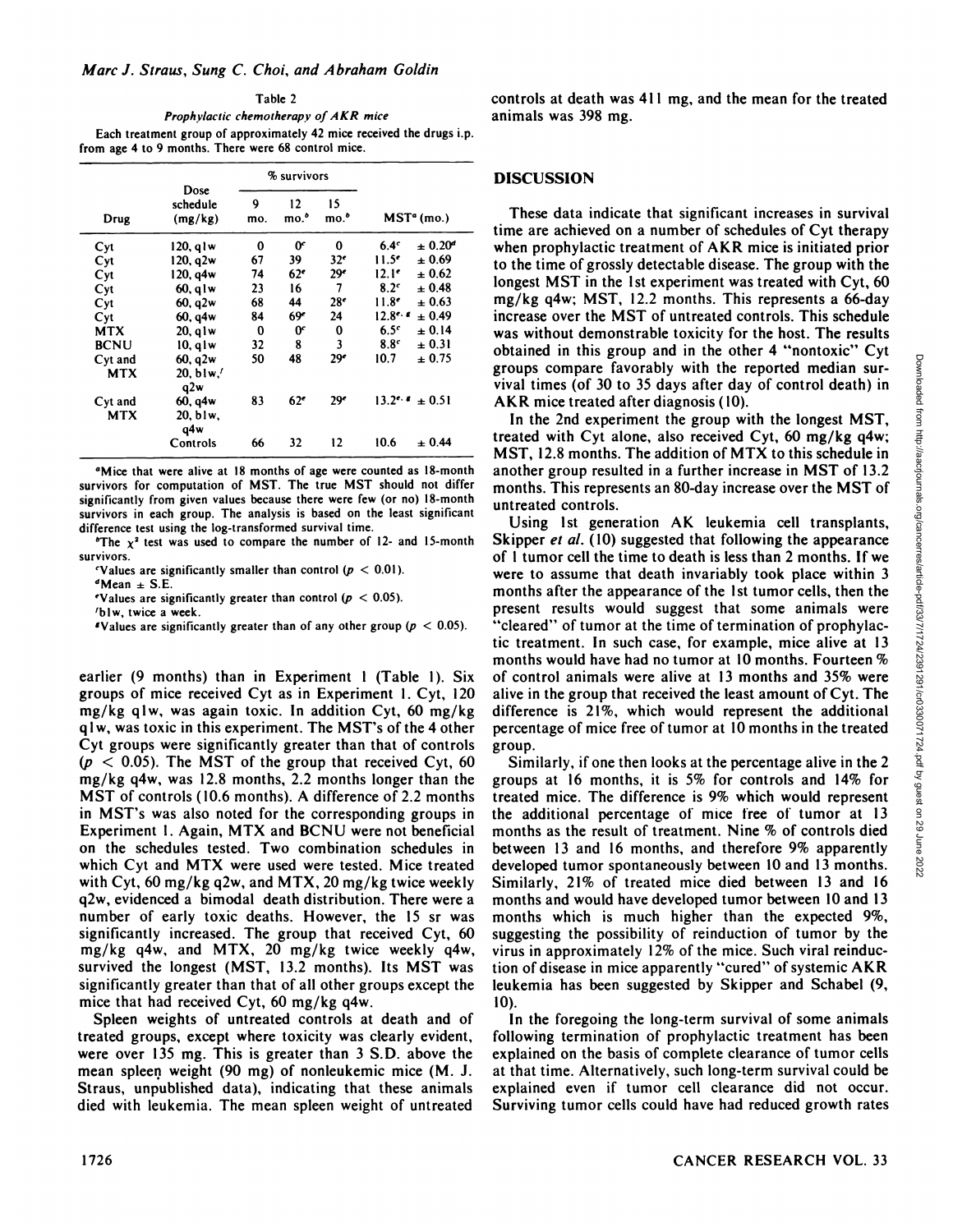Table 2

*Prophylactic chemotherapy of AKR mice*

Each treatment group of approximately 42 mice received the drugs i.p. from age 4 to 9 months. There were 68 control mice.

| Drug | Dose schedule (mg/kg) | % survivors | | | MST[a] (mo.) |
|---|---|---|---|---|---|
| | | 9 mo. | 12 mo.[b] | 15 mo.[b] | |
| Cyt | 120, q1w | 0 | 0[c] | 0 | 6.4[c] ± 0.20[d] |
| Cyt | 120, q2w | 67 | 39 | 32[e] | 11.5[e] ± 0.69 |
| Cyt | 120, q4w | 74 | 62[e] | 29[e] | 12.1[e] ± 0.62 |
| Cyt | 60, q1w | 23 | 16 | 7 | 8.2[c] ± 0.48 |
| Cyt | 60, q2w | 68 | 44 | 28[e] | 11.8[e] ± 0.63 |
| Cyt | 60, q4w | 84 | 69[e] | 24 | 12.8[e, g] ± 0.49 |
| MTX | 20, q1w | 0 | 0[c] | 0 | 6.5[c] ± 0.14 |
| BCNU | 10, q1w | 32 | 8 | 3 | 8.8[c] ± 0.31 |
| Cyt and MTX | 60, q2w 20, b1w,[f] q2w | 50 | 48 | 29[e] | 10.7 ± 0.75 |
| Cyt and MTX | 60, q4w 20, b1w, q4w | 83 | 62[e] | 29[e] | 13.2[e, g] ± 0.51 |
| | Controls | 66 | 32 | 12 | 10.6 ± 0.44 |

[a] Mice that were alive at 18 months of age were counted as 18-month survivors for computation of MST. The true MST should not differ significantly from given values because there were few (or no) 18-month survivors in each group. The analysis is based on the least significant difference test using the log-transformed survival time.

[b] The $\chi^2$ test was used to compare the number of 12- and 15-month survivors.

[c] Values are significantly smaller than control ($p < 0.01$).

[d] Mean ± S.E.

[e] Values are significantly greater than control ($p < 0.05$).

[f] b1w, twice a week.

[g] Values are significantly greater than of any other group ($p < 0.05$).

earlier (9 months) than in Experiment 1 (Table 1). Six groups of mice received Cyt as in Experiment 1. Cyt, 120 mg/kg q1w, was again toxic. In addition Cyt, 60 mg/kg q1w, was toxic in this experiment. The MST's of the 4 other Cyt groups were significantly greater than that of controls ($p < 0.05$). The MST of the group that received Cyt, 60 mg/kg q4w, was 12.8 months, 2.2 months longer than the MST of controls (10.6 months). A difference of 2.2 months in MST's was also noted for the corresponding groups in Experiment 1. Again, MTX and BCNU were not beneficial on the schedules tested. Two combination schedules in which Cyt and MTX were used were tested. Mice treated with Cyt, 60 mg/kg q2w, and MTX, 20 mg/kg twice weekly q2w, evidenced a bimodal death distribution. There were a number of early toxic deaths. However, the 15 sr was significantly increased. The group that received Cyt, 60 mg/kg q4w, and MTX, 20 mg/kg twice weekly q4w, survived the longest (MST, 13.2 months). Its MST was significantly greater than that of all other groups except the mice that had received Cyt, 60 mg/kg q4w.

Spleen weights of untreated controls at death and of treated groups, except where toxicity was clearly evident, were over 135 mg. This is greater than 3 S.D. above the mean spleen weight (90 mg) of nonleukemic mice (M. J. Straus, unpublished data), indicating that these animals died with leukemia. The mean spleen weight of untreated controls at death was 411 mg, and the mean for the treated animals was 398 mg.

## DISCUSSION

These data indicate that significant increases in survival time are achieved on a number of schedules of Cyt therapy when prophylactic treatment of AKR mice is initiated prior to the time of grossly detectable disease. The group with the longest MST in the 1st experiment was treated with Cyt, 60 mg/kg q4w; MST, 12.2 months. This represents a 66-day increase over the MST of untreated controls. This schedule was without demonstrable toxicity for the host. The results obtained in this group and in the other 4 "nontoxic" Cyt groups compare favorably with the reported median survival times (of 30 to 35 days after day of control death) in AKR mice treated after diagnosis (10).

In the 2nd experiment the group with the longest MST, treated with Cyt alone, also received Cyt, 60 mg/kg q4w; MST, 12.8 months. The addition of MTX to this schedule in another group resulted in a further increase in MST of 13.2 months. This represents an 80-day increase over the MST of untreated controls.

Using 1st generation AK leukemia cell transplants, Skipper *et al.* (10) suggested that following the appearance of 1 tumor cell the time to death is less than 2 months. If we were to assume that death invariably took place within 3 months after the appearance of the 1st tumor cells, then the present results would suggest that some animals were "cleared" of tumor at the time of termination of prophylactic treatment. In such case, for example, mice alive at 13 months would have had no tumor at 10 months. Fourteen % of control animals were alive at 13 months and 35% were alive in the group that received the least amount of Cyt. The difference is 21%, which would represent the additional percentage of mice free of tumor at 10 months in the treated group.

Similarly, if one then looks at the percentage alive in the 2 groups at 16 months, it is 5% for controls and 14% for treated mice. The difference is 9% which would represent the additional percentage of mice free of tumor at 13 months as the result of treatment. Nine % of controls died between 13 and 16 months, and therefore 9% apparently developed tumor spontaneously between 10 and 13 months. Similarly, 21% of treated mice died between 13 and 16 months and would have developed tumor between 10 and 13 months which is much higher than the expected 9%, suggesting the possibility of reinduction of tumor by the virus in approximately 12% of the mice. Such viral reinduction of disease in mice apparently "cured" of systemic AKR leukemia has been suggested by Skipper and Schabel (9, 10).

In the foregoing the long-term survival of some animals following termination of prophylactic treatment has been explained on the basis of complete clearance of tumor cells at that time. Alternatively, such long-term survival could be explained even if tumor cell clearance did not occur. Surviving tumor cells could have had reduced growth rates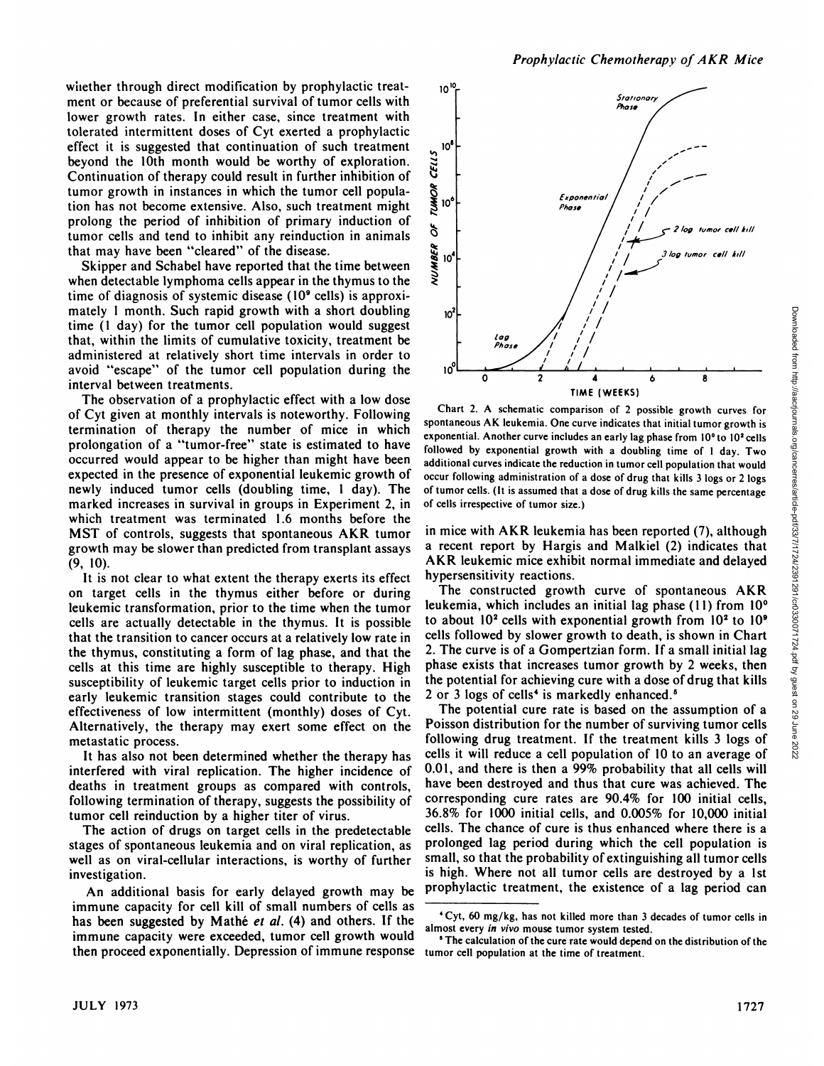whether through direct modification by prophylactic treatment or because of preferential survival of tumor cells with lower growth rates. In either case, since treatment with tolerated intermittent doses of Cyt exerted a prophylactic effect it is suggested that continuation of such treatment beyond the 10th month would be worthy of exploration. Continuation of therapy could result in further inhibition of tumor growth in instances in which the tumor cell population has not become extensive. Also, such treatment might prolong the period of inhibition of primary induction of tumor cells and tend to inhibit any reinduction in animals that may have been "cleared" of the disease.

Skipper and Schabel have reported that the time between when detectable lymphoma cells appear in the thymus to the time of diagnosis of systemic disease ($10^9$ cells) is approximately 1 month. Such rapid growth with a short doubling time (1 day) for the tumor cell population would suggest that, within the limits of cumulative toxicity, treatment be administered at relatively short time intervals in order to avoid "escape" of the tumor cell population during the interval between treatments.

The observation of a prophylactic effect with a low dose of Cyt given at monthly intervals is noteworthy. Following termination of therapy the number of mice in which prolongation of a "tumor-free" state is estimated to have occurred would appear to be higher than might have been expected in the presence of exponential leukemic growth of newly induced tumor cells (doubling time, 1 day). The marked increases in survival in groups in Experiment 2, in which treatment was terminated 1.6 months before the MST of controls, suggests that spontaneous AKR tumor growth may be slower than predicted from transplant assays (9, 10).

It is not clear to what extent the therapy exerts its effect on target cells in the thymus either before or during leukemic transformation, prior to the time when the tumor cells are actually detectable in the thymus. It is possible that the transition to cancer occurs at a relatively low rate in the thymus, constituting a form of lag phase, and that the cells at this time are highly susceptible to therapy. High susceptibility of leukemic target cells prior to induction in early leukemic transition stages could contribute to the effectiveness of low intermittent (monthly) doses of Cyt. Alternatively, the therapy may exert some effect on the metastatic process.

It has also not been determined whether the therapy has interfered with viral replication. The higher incidence of deaths in treatment groups as compared with controls, following termination of therapy, suggests the possibility of tumor cell reinduction by a higher titer of virus.

The action of drugs on target cells in the predetectable stages of spontaneous leukemia and on viral replication, as well as on viral-cellular interactions, is worthy of further investigation.

An additional basis for early delayed growth may be immune capacity for cell kill of small numbers of cells as has been suggested by Mathé *et al.* (4) and others. If the immune capacity were exceeded, tumor cell growth would then proceed exponentially. Depression of immune response in mice with AKR leukemia has been reported (7), although a recent report by Hargis and Malkiel (2) indicates that AKR leukemic mice exhibit normal immediate and delayed hypersensitivity reactions.

Chart 2. A schematic comparison of 2 possible growth curves for spontaneous AK leukemia. One curve indicates that initial tumor growth is exponential. Another curve includes an early lag phase from $10^0$ to $10^2$ cells followed by exponential growth with a doubling time of 1 day. Two additional curves indicate the reduction in tumor cell population that would occur following administration of a dose of drug that kills 3 logs or 2 logs of tumor cells. (It is assumed that a dose of drug kills the same percentage of cells irrespective of tumor size.)

The constructed growth curve of spontaneous AKR leukemia, which includes an initial lag phase (11) from $10^0$ to about $10^2$ cells with exponential growth from $10^2$ to $10^9$ cells followed by slower growth to death, is shown in Chart 2. The curve is of a Gompertzian form. If a small initial lag phase exists that increases tumor growth by 2 weeks, then the potential for achieving cure with a dose of drug that kills 2 or 3 logs of cells[4] is markedly enhanced.[5]

The potential cure rate is based on the assumption of a Poisson distribution for the number of surviving tumor cells following drug treatment. If the treatment kills 3 logs of cells it will reduce a cell population of 10 to an average of 0.01, and there is then a 99% probability that all cells will have been destroyed and thus that cure was achieved. The corresponding cure rates are 90.4% for 100 initial cells, 36.8% for 1000 initial cells, and 0.005% for 10,000 initial cells. The chance of cure is thus enhanced where there is a prolonged lag period during which the cell population is small, so that the probability of extinguishing all tumor cells is high. Where not all tumor cells are destroyed by a 1st prophylactic treatment, the existence of a lag period can

[4] Cyt, 60 mg/kg, has not killed more than 3 decades of tumor cells in almost every *in vivo* mouse tumor system tested.

[5] The calculation of the cure rate would depend on the distribution of the tumor cell population at the time of treatment.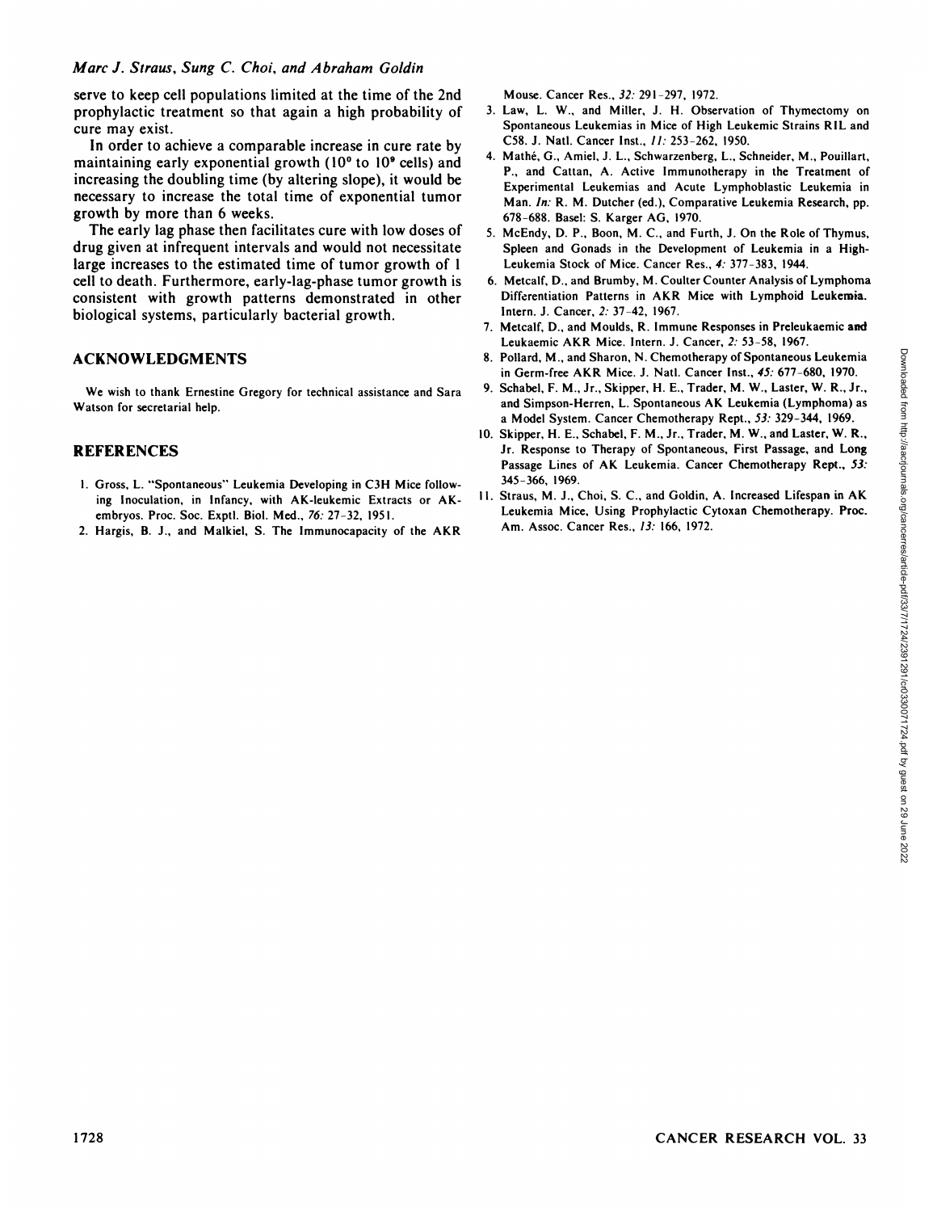serve to keep cell populations limited at the time of the 2nd prophylactic treatment so that again a high probability of cure may exist.

In order to achieve a comparable increase in cure rate by maintaining early exponential growth ($10^0$ to $10^9$ cells) and increasing the doubling time (by altering slope), it would be necessary to increase the total time of exponential tumor growth by more than 6 weeks.

The early lag phase then facilitates cure with low doses of drug given at infrequent intervals and would not necessitate large increases to the estimated time of tumor growth of 1 cell to death. Furthermore, early-lag-phase tumor growth is consistent with growth patterns demonstrated in other biological systems, particularly bacterial growth.

## ACKNOWLEDGMENTS

We wish to thank Ernestine Gregory for technical assistance and Sara Watson for secretarial help.

## REFERENCES

1. Gross, L. "Spontaneous" Leukemia Developing in C3H Mice following Inoculation, in Infancy, with AK-leukemic Extracts or AK-embryos. Proc. Soc. Exptl. Biol. Med., *76:* 27-32, 1951.
2. Hargis, B. J., and Malkiel, S. The Immunocapacity of the AKR Mouse. Cancer Res., *32:* 291-297, 1972.
3. Law, L. W., and Miller, J. H. Observation of Thymectomy on Spontaneous Leukemias in Mice of High Leukemic Strains RIL and C58. J. Natl. Cancer Inst., *11:* 253-262, 1950.
4. Mathé, G., Amiel, J. L., Schwarzenberg, L., Schneider, M., Pouillart, P., and Cattan, A. Active Immunotherapy in the Treatment of Experimental Leukemias and Acute Lymphoblastic Leukemia in Man. *In:* R. M. Dutcher (ed.), Comparative Leukemia Research, pp. 678-688. Basel: S. Karger AG, 1970.
5. McEndy, D. P., Boon, M. C., and Furth, J. On the Role of Thymus, Spleen and Gonads in the Development of Leukemia in a High-Leukemia Stock of Mice. Cancer Res., *4:* 377-383, 1944.
6. Metcalf, D., and Brumby, M. Coulter Counter Analysis of Lymphoma Differentiation Patterns in AKR Mice with Lymphoid Leukemia. Intern. J. Cancer, *2:* 37-42, 1967.
7. Metcalf, D., and Moulds, R. Immune Responses in Preleukaemic and Leukaemic AKR Mice. Intern. J. Cancer, *2:* 53-58, 1967.
8. Pollard, M., and Sharon, N. Chemotherapy of Spontaneous Leukemia in Germ-free AKR Mice. J. Natl. Cancer Inst., *45:* 677-680, 1970.
9. Schabel, F. M., Jr., Skipper, H. E., Trader, M. W., Laster, W. R., Jr., and Simpson-Herren, L. Spontaneous AK Leukemia (Lymphoma) as a Model System. Cancer Chemotherapy Rept., *53:* 329-344, 1969.
10. Skipper, H. E., Schabel, F. M., Jr., Trader, M. W., and Laster, W. R., Jr. Response to Therapy of Spontaneous, First Passage, and Long Passage Lines of AK Leukemia. Cancer Chemotherapy Rept., *53:* 345-366, 1969.
11. Straus, M. J., Choi, S. C., and Goldin, A. Increased Lifespan in AK Leukemia Mice, Using Prophylactic Cytoxan Chemotherapy. Proc. Am. Assoc. Cancer Res., *13:* 166, 1972.